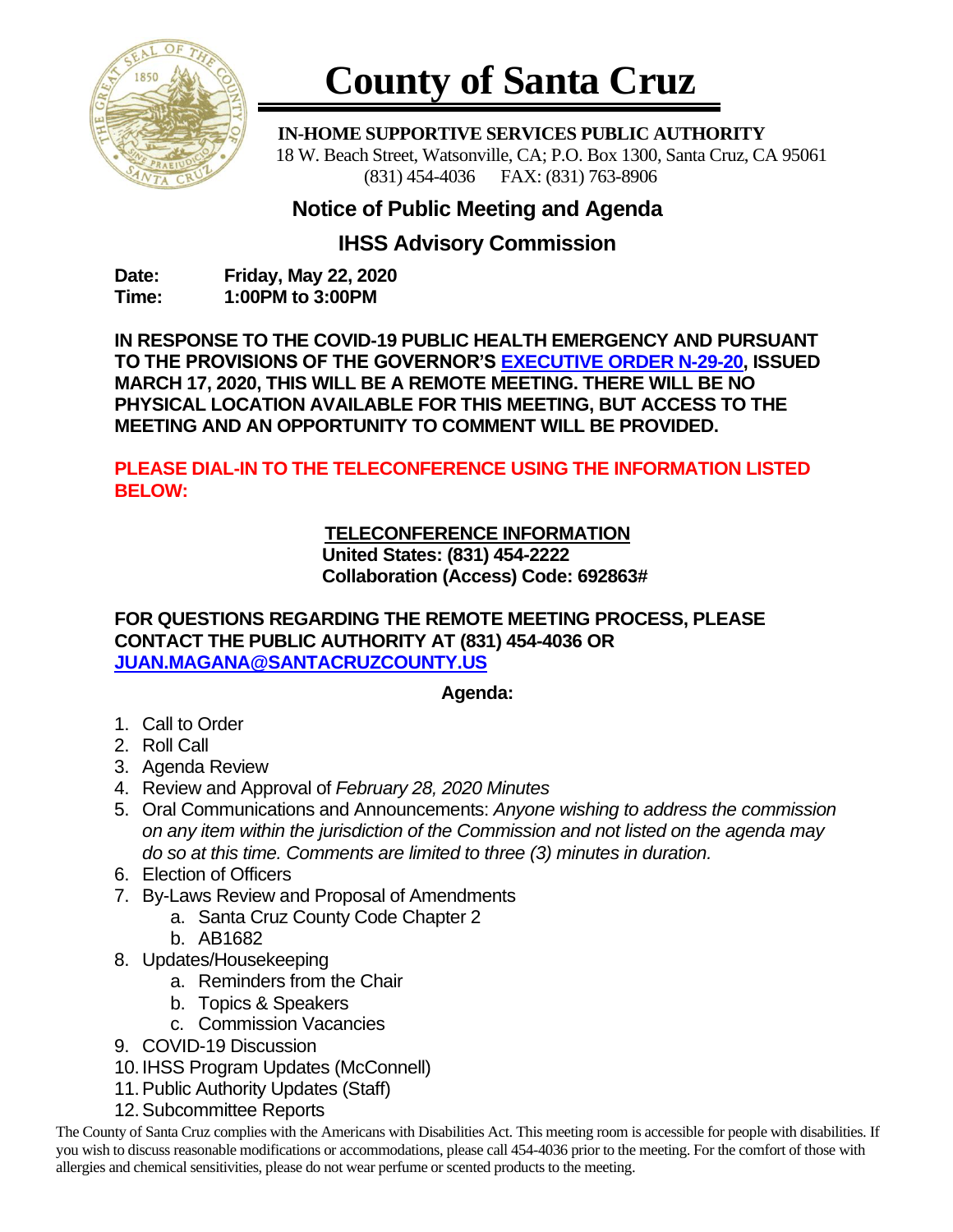# County of Santa Cruz

**IN-HOME SUPPORTIVE SERVICES PUBLIC AUTHORITY**
18 W. Beach Street, Watsonville, CA; P.O. Box 1300, Santa Cruz, CA 95061
(831) 454-4036 FAX: (831) 763-8906

## Notice of Public Meeting and Agenda

## IHSS Advisory Commission

**Date:** **Friday, May 22, 2020**
**Time:** **1:00PM to 3:00PM**

**IN RESPONSE TO THE COVID-19 PUBLIC HEALTH EMERGENCY AND PURSUANT TO THE PROVISIONS OF THE GOVERNOR'S [EXECUTIVE ORDER N-29-20](), ISSUED MARCH 17, 2020, THIS WILL BE A REMOTE MEETING. THERE WILL BE NO PHYSICAL LOCATION AVAILABLE FOR THIS MEETING, BUT ACCESS TO THE MEETING AND AN OPPORTUNITY TO COMMENT WILL BE PROVIDED.**

**PLEASE DIAL-IN TO THE TELECONFERENCE USING THE INFORMATION LISTED BELOW:**

**TELECONFERENCE INFORMATION**
**United States: (831) 454-2222**
**Collaboration (Access) Code: 692863#**

**FOR QUESTIONS REGARDING THE REMOTE MEETING PROCESS, PLEASE CONTACT THE PUBLIC AUTHORITY AT (831) 454-4036 OR [JUAN.MAGANA@SANTACRUZCOUNTY.US]()**

**Agenda:**

1. Call to Order
2. Roll Call
3. Agenda Review
4. Review and Approval of *February 28, 2020 Minutes*
5. Oral Communications and Announcements: *Anyone wishing to address the commission on any item within the jurisdiction of the Commission and not listed on the agenda may do so at this time. Comments are limited to three (3) minutes in duration.*
6. Election of Officers
7. By-Laws Review and Proposal of Amendments
   a. Santa Cruz County Code Chapter 2
   b. AB1682
8. Updates/Housekeeping
   a. Reminders from the Chair
   b. Topics & Speakers
   c. Commission Vacancies
9. COVID-19 Discussion
10. IHSS Program Updates (McConnell)
11. Public Authority Updates (Staff)
12. Subcommittee Reports

The County of Santa Cruz complies with the Americans with Disabilities Act. This meeting room is accessible for people with disabilities. If you wish to discuss reasonable modifications or accommodations, please call 454-4036 prior to the meeting. For the comfort of those with allergies and chemical sensitivities, please do not wear perfume or scented products to the meeting.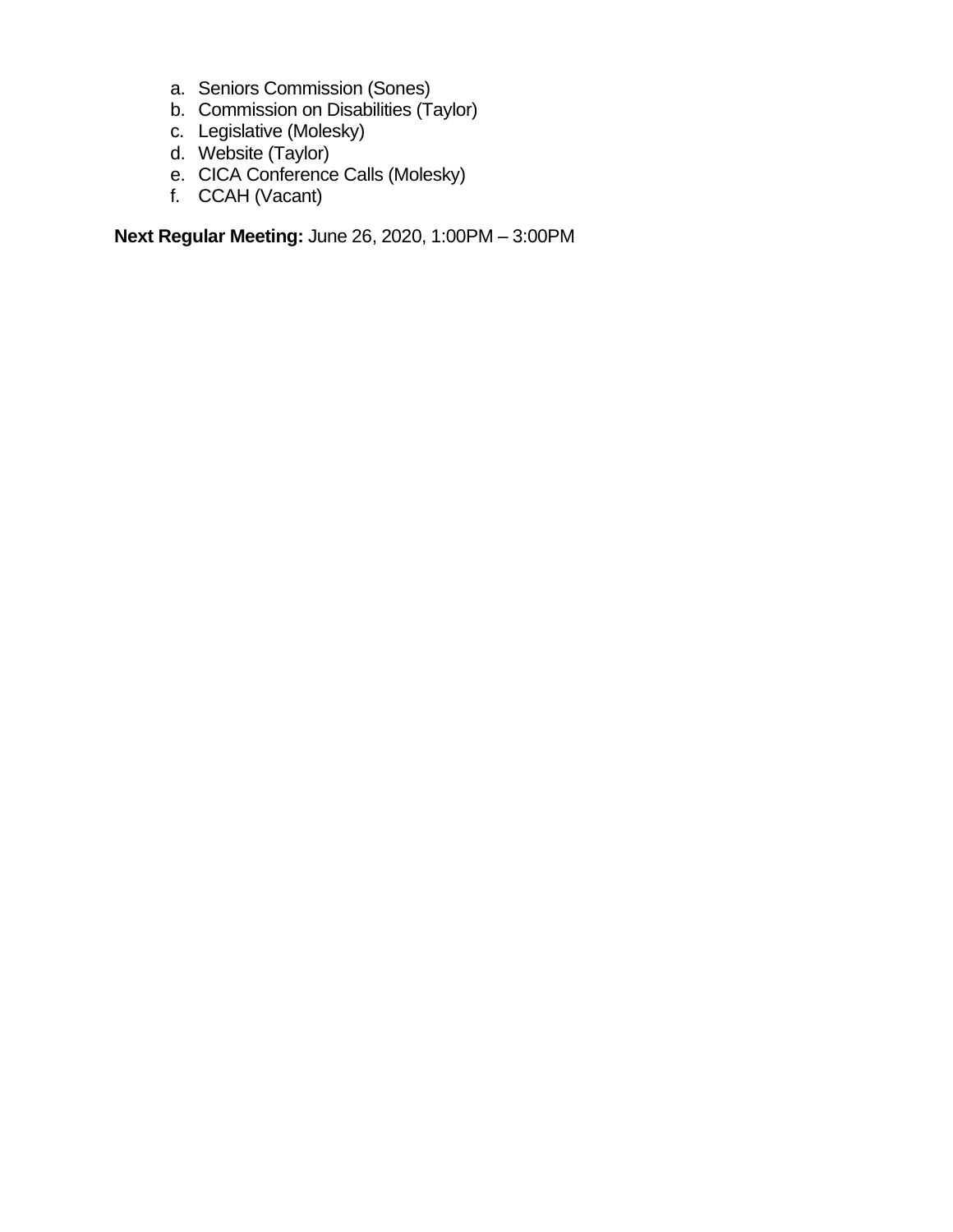a. Seniors Commission (Sones)
b. Commission on Disabilities (Taylor)
c. Legislative (Molesky)
d. Website (Taylor)
e. CICA Conference Calls (Molesky)
f. CCAH (Vacant)

**Next Regular Meeting:** June 26, 2020, 1:00PM – 3:00PM